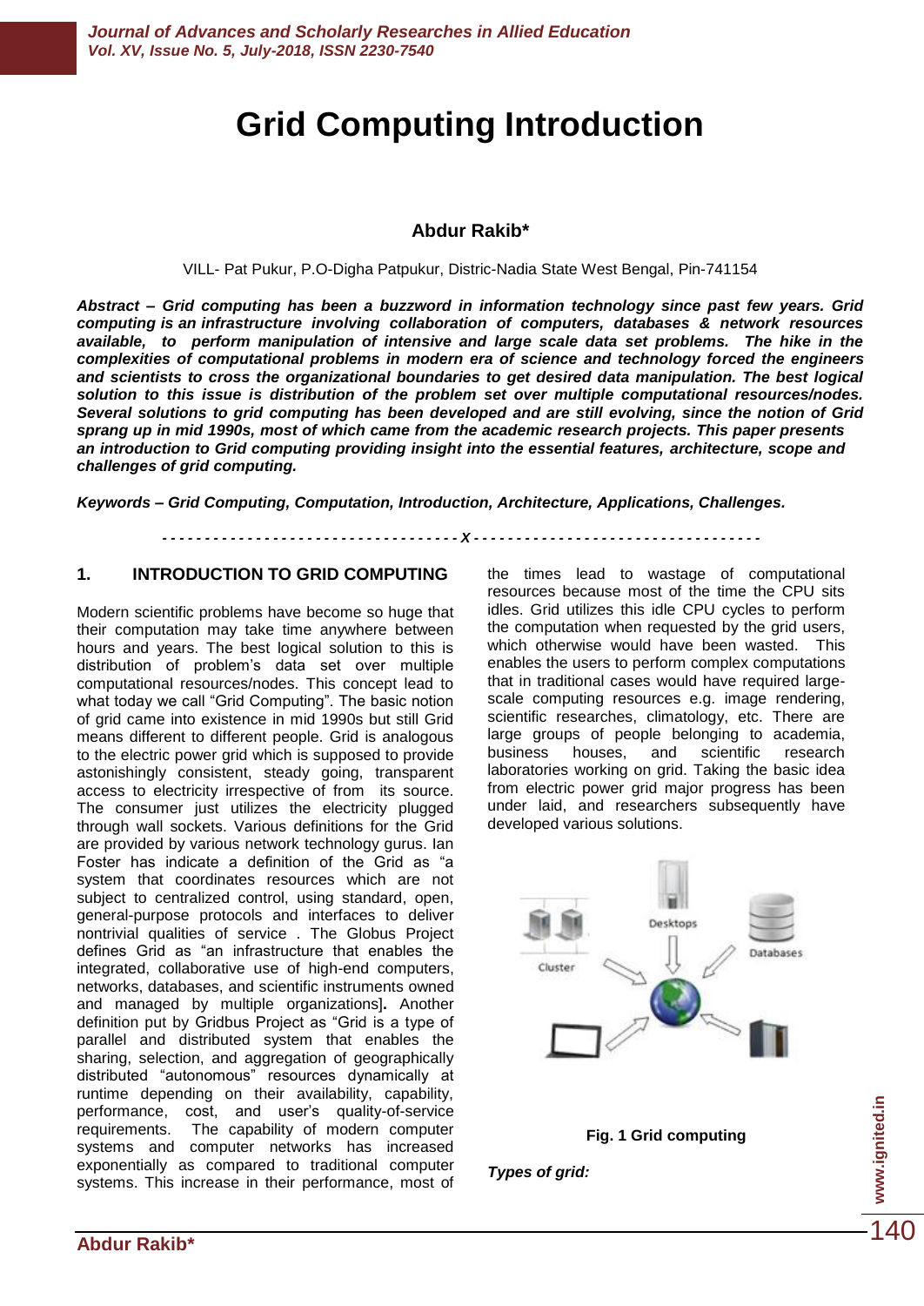# Grid Computing Introduction

**Abdur Rakib***

VILL- Pat Pukur, P.O-Digha Patpukur, Distric-Nadia State West Bengal, Pin-741154

***Abstract – Grid computing has been a buzzword in information technology since past few years. Grid computing is an infrastructure involving collaboration of computers, databases & network resources available, to perform manipulation of intensive and large scale data set problems. The hike in the complexities of computational problems in modern era of science and technology forced the engineers and scientists to cross the organizational boundaries to get desired data manipulation. The best logical solution to this issue is distribution of the problem set over multiple computational resources/nodes. Several solutions to grid computing has been developed and are still evolving, since the notion of Grid sprang up in mid 1990s, most of which came from the academic research projects. This paper presents an introduction to Grid computing providing insight into the essential features, architecture, scope and challenges of grid computing.***

***Keywords – Grid Computing, Computation, Introduction, Architecture, Applications, Challenges.***

---

## 1. INTRODUCTION TO GRID COMPUTING

Modern scientific problems have become so huge that their computation may take time anywhere between hours and years. The best logical solution to this is distribution of problem's data set over multiple computational resources/nodes. This concept lead to what today we call "Grid Computing". The basic notion of grid came into existence in mid 1990s but still Grid means different to different people. Grid is analogous to the electric power grid which is supposed to provide astonishingly consistent, steady going, transparent access to electricity irrespective of from its source. The consumer just utilizes the electricity plugged through wall sockets. Various definitions for the Grid are provided by various network technology gurus. Ian Foster has indicate a definition of the Grid as "a system that coordinates resources which are not subject to centralized control, using standard, open, general-purpose protocols and interfaces to deliver nontrivial qualities of service . The Globus Project defines Grid as "an infrastructure that enables the integrated, collaborative use of high-end computers, networks, databases, and scientific instruments owned and managed by multiple organizations]**.** Another definition put by Gridbus Project as "Grid is a type of parallel and distributed system that enables the sharing, selection, and aggregation of geographically distributed "autonomous" resources dynamically at runtime depending on their availability, capability, performance, cost, and user's quality-of-service requirements. The capability of modern computer systems and computer networks has increased exponentially as compared to traditional computer systems. This increase in their performance, most of the times lead to wastage of computational resources because most of the time the CPU sits idles. Grid utilizes this idle CPU cycles to perform the computation when requested by the grid users, which otherwise would have been wasted. This enables the users to perform complex computations that in traditional cases would have required large-scale computing resources e.g. image rendering, scientific researches, climatology, etc. There are large groups of people belonging to academia, business houses, and scientific research laboratories working on grid. Taking the basic idea from electric power grid major progress has been under laid, and researchers subsequently have developed various solutions.

**Fig. 1 Grid computing**

***Types of grid:***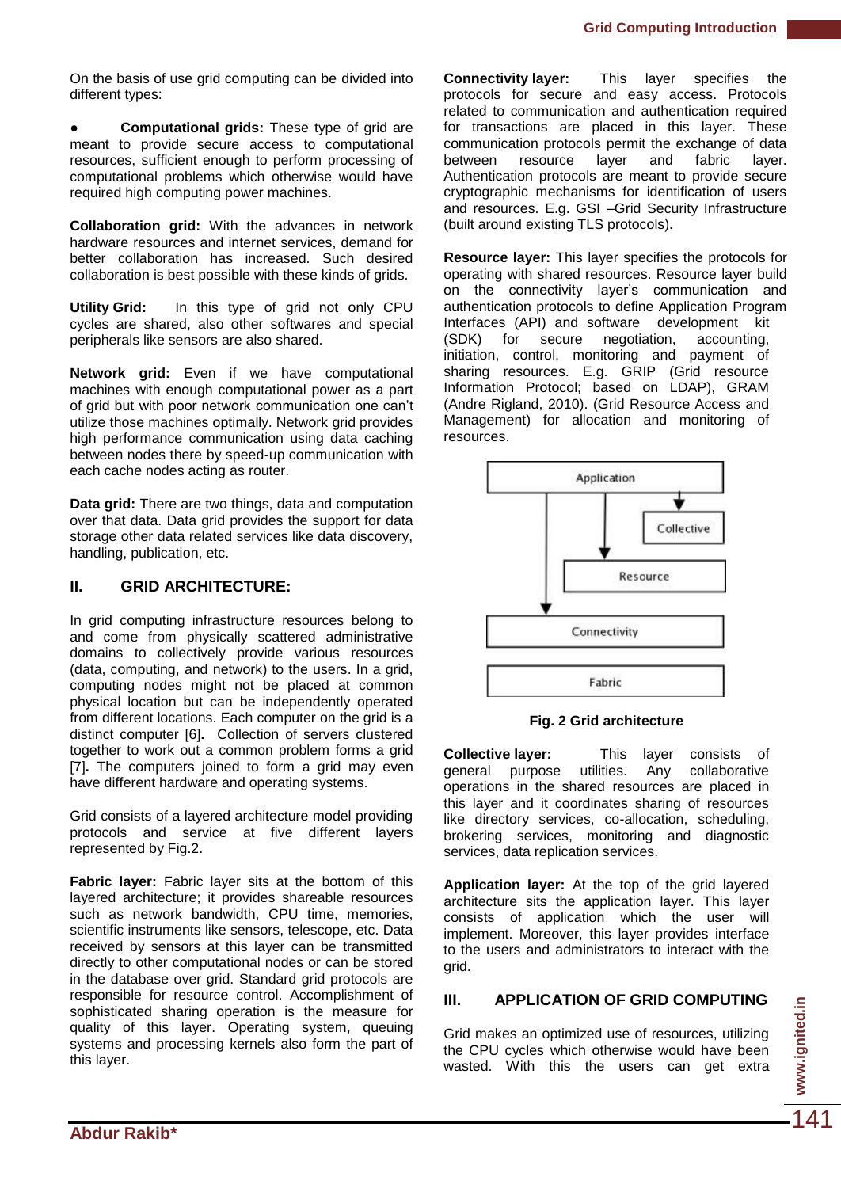On the basis of use grid computing can be divided into different types:

- **Computational grids:** These type of grid are meant to provide secure access to computational resources, sufficient enough to perform processing of computational problems which otherwise would have required high computing power machines.

**Collaboration grid:** With the advances in network hardware resources and internet services, demand for better collaboration has increased. Such desired collaboration is best possible with these kinds of grids.

**Utility Grid:** In this type of grid not only CPU cycles are shared, also other softwares and special peripherals like sensors are also shared.

**Network grid:** Even if we have computational machines with enough computational power as a part of grid but with poor network communication one can't utilize those machines optimally. Network grid provides high performance communication using data caching between nodes there by speed-up communication with each cache nodes acting as router.

**Data grid:** There are two things, data and computation over that data. Data grid provides the support for data storage other data related services like data discovery, handling, publication, etc.

## II. GRID ARCHITECTURE:

In grid computing infrastructure resources belong to and come from physically scattered administrative domains to collectively provide various resources (data, computing, and network) to the users. In a grid, computing nodes might not be placed at common physical location but can be independently operated from different locations. Each computer on the grid is a distinct computer [6]**.** Collection of servers clustered together to work out a common problem forms a grid [7]**.** The computers joined to form a grid may even have different hardware and operating systems.

Grid consists of a layered architecture model providing protocols and service at five different layers represented by Fig.2.

**Fabric layer:** Fabric layer sits at the bottom of this layered architecture; it provides shareable resources such as network bandwidth, CPU time, memories, scientific instruments like sensors, telescope, etc. Data received by sensors at this layer can be transmitted directly to other computational nodes or can be stored in the database over grid. Standard grid protocols are responsible for resource control. Accomplishment of sophisticated sharing operation is the measure for quality of this layer. Operating system, queuing systems and processing kernels also form the part of this layer.

**Connectivity layer:** This layer specifies the protocols for secure and easy access. Protocols related to communication and authentication required for transactions are placed in this layer. These communication protocols permit the exchange of data between resource layer and fabric layer. Authentication protocols are meant to provide secure cryptographic mechanisms for identification of users and resources. E.g. GSI –Grid Security Infrastructure (built around existing TLS protocols).

**Resource layer:** This layer specifies the protocols for operating with shared resources. Resource layer build on the connectivity layer's communication and authentication protocols to define Application Program Interfaces (API) and software development kit (SDK) for secure negotiation, accounting, initiation, control, monitoring and payment of sharing resources. E.g. GRIP (Grid resource Information Protocol; based on LDAP), GRAM (Andre Rigland, 2010). (Grid Resource Access and Management) for allocation and monitoring of resources.

**Fig. 2 Grid architecture**

**Collective layer:** This layer consists of general purpose utilities. Any collaborative operations in the shared resources are placed in this layer and it coordinates sharing of resources like directory services, co-allocation, scheduling, brokering services, monitoring and diagnostic services, data replication services.

**Application layer:** At the top of the grid layered architecture sits the application layer. This layer consists of application which the user will implement. Moreover, this layer provides interface to the users and administrators to interact with the grid.

## III. APPLICATION OF GRID COMPUTING

Grid makes an optimized use of resources, utilizing the CPU cycles which otherwise would have been wasted. With this the users can get extra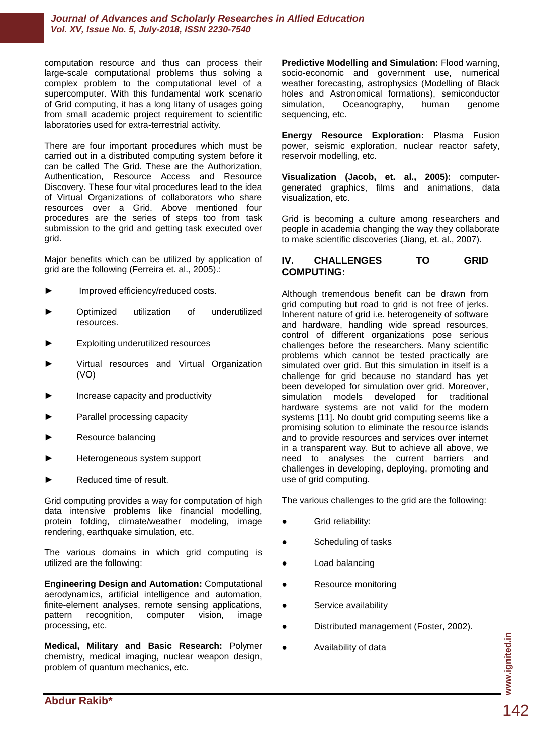computation resource and thus can process their large-scale computational problems thus solving a complex problem to the computational level of a supercomputer. With this fundamental work scenario of Grid computing, it has a long litany of usages going from small academic project requirement to scientific laboratories used for extra-terrestrial activity.

There are four important procedures which must be carried out in a distributed computing system before it can be called The Grid. These are the Authorization, Authentication, Resource Access and Resource Discovery. These four vital procedures lead to the idea of Virtual Organizations of collaborators who share resources over a Grid. Above mentioned four procedures are the series of steps too from task submission to the grid and getting task executed over grid.

Major benefits which can be utilized by application of grid are the following (Ferreira et. al., 2005).:

- Improved efficiency/reduced costs.
- Optimized utilization of underutilized resources.
- Exploiting underutilized resources
- Virtual resources and Virtual Organization (VO)
- Increase capacity and productivity
- Parallel processing capacity
- Resource balancing
- Heterogeneous system support
- Reduced time of result.

Grid computing provides a way for computation of high data intensive problems like financial modelling, protein folding, climate/weather modeling, image rendering, earthquake simulation, etc.

The various domains in which grid computing is utilized are the following:

**Engineering Design and Automation:** Computational aerodynamics, artificial intelligence and automation, finite-element analyses, remote sensing applications, pattern recognition, computer vision, image processing, etc.

**Medical, Military and Basic Research:** Polymer chemistry, medical imaging, nuclear weapon design, problem of quantum mechanics, etc.

**Predictive Modelling and Simulation:** Flood warning, socio-economic and government use, numerical weather forecasting, astrophysics (Modelling of Black holes and Astronomical formations), semiconductor simulation, Oceanography, human genome sequencing, etc.

**Energy Resource Exploration:** Plasma Fusion power, seismic exploration, nuclear reactor safety, reservoir modelling, etc.

**Visualization (Jacob, et. al., 2005):** computer-generated graphics, films and animations, data visualization, etc.

Grid is becoming a culture among researchers and people in academia changing the way they collaborate to make scientific discoveries (Jiang, et. al., 2007).

## IV. CHALLENGES TO GRID COMPUTING:

Although tremendous benefit can be drawn from grid computing but road to grid is not free of jerks. Inherent nature of grid i.e. heterogeneity of software and hardware, handling wide spread resources, control of different organizations pose serious challenges before the researchers. Many scientific problems which cannot be tested practically are simulated over grid. But this simulation in itself is a challenge for grid because no standard has yet been developed for simulation over grid. Moreover, simulation models developed for traditional hardware systems are not valid for the modern systems [11]**.** No doubt grid computing seems like a promising solution to eliminate the resource islands and to provide resources and services over internet in a transparent way. But to achieve all above, we need to analyses the current barriers and challenges in developing, deploying, promoting and use of grid computing.

The various challenges to the grid are the following:

- Grid reliability:
- Scheduling of tasks
- Load balancing
- Resource monitoring
- Service availability
- Distributed management (Foster, 2002).
- Availability of data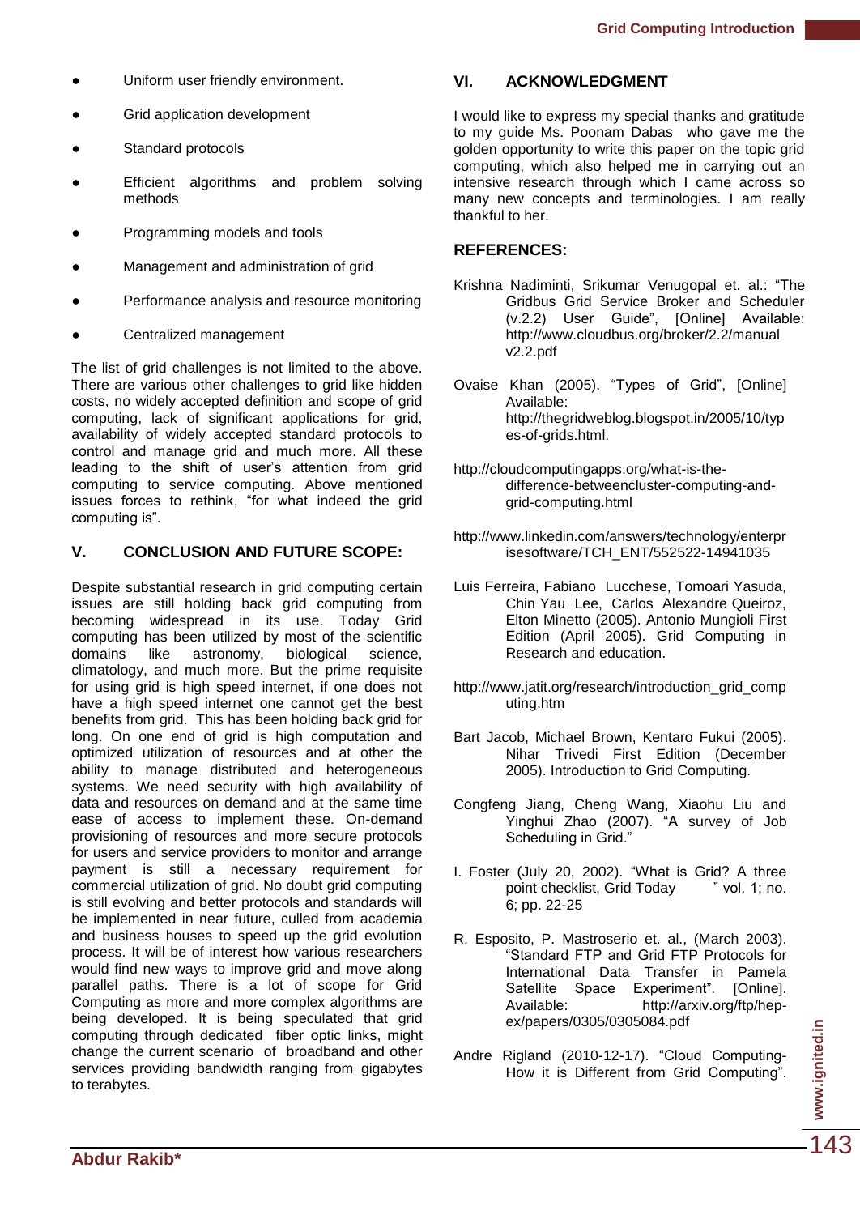- Uniform user friendly environment.
- Grid application development
- Standard protocols
- Efficient algorithms and problem solving methods
- Programming models and tools
- Management and administration of grid
- Performance analysis and resource monitoring
- Centralized management

The list of grid challenges is not limited to the above. There are various other challenges to grid like hidden costs, no widely accepted definition and scope of grid computing, lack of significant applications for grid, availability of widely accepted standard protocols to control and manage grid and much more. All these leading to the shift of user's attention from grid computing to service computing. Above mentioned issues forces to rethink, "for what indeed the grid computing is".

## V. CONCLUSION AND FUTURE SCOPE:

Despite substantial research in grid computing certain issues are still holding back grid computing from becoming widespread in its use. Today Grid computing has been utilized by most of the scientific domains like astronomy, biological science, climatology, and much more. But the prime requisite for using grid is high speed internet, if one does not have a high speed internet one cannot get the best benefits from grid. This has been holding back grid for long. On one end of grid is high computation and optimized utilization of resources and at other the ability to manage distributed and heterogeneous systems. We need security with high availability of data and resources on demand and at the same time ease of access to implement these. On-demand provisioning of resources and more secure protocols for users and service providers to monitor and arrange payment is still a necessary requirement for commercial utilization of grid. No doubt grid computing is still evolving and better protocols and standards will be implemented in near future, culled from academia and business houses to speed up the grid evolution process. It will be of interest how various researchers would find new ways to improve grid and move along parallel paths. There is a lot of scope for Grid Computing as more and more complex algorithms are being developed. It is being speculated that grid computing through dedicated fiber optic links, might change the current scenario of broadband and other services providing bandwidth ranging from gigabytes to terabytes.

## VI. ACKNOWLEDGMENT

I would like to express my special thanks and gratitude to my guide Ms. Poonam Dabas who gave me the golden opportunity to write this paper on the topic grid computing, which also helped me in carrying out an intensive research through which I came across so many new concepts and terminologies. I am really thankful to her.

## REFERENCES:

Krishna Nadiminti, Srikumar Venugopal et. al.: "The Gridbus Grid Service Broker and Scheduler (v.2.2) User Guide", [Online] Available: http://www.cloudbus.org/broker/2.2/manual v2.2.pdf

Ovaise Khan (2005). "Types of Grid", [Online] Available: http://thegridweblog.blogspot.in/2005/10/types-of-grids.html.

http://cloudcomputingapps.org/what-is-the-difference-betweencluster-computing-and-grid-computing.html

http://www.linkedin.com/answers/technology/enterprisesoftware/TCH_ENT/552522-14941035

Luis Ferreira, Fabiano Lucchese, Tomoari Yasuda, Chin Yau Lee, Carlos Alexandre Queiroz, Elton Minetto (2005). Antonio Mungioli First Edition (April 2005). Grid Computing in Research and education.

http://www.jatit.org/research/introduction_grid_computing.htm

Bart Jacob, Michael Brown, Kentaro Fukui (2005). Nihar Trivedi First Edition (December 2005). Introduction to Grid Computing.

Congfeng Jiang, Cheng Wang, Xiaohu Liu and Yinghui Zhao (2007). "A survey of Job Scheduling in Grid."

I. Foster (July 20, 2002). "What is Grid? A three point checklist, Grid Today " vol. 1; no. 6; pp. 22-25

R. Esposito, P. Mastroserio et. al., (March 2003). "Standard FTP and Grid FTP Protocols for International Data Transfer in Pamela Satellite Space Experiment". [Online]. Available: http://arxiv.org/ftp/hep-ex/papers/0305/0305084.pdf

Andre Rigland (2010-12-17). "Cloud Computing-How it is Different from Grid Computing".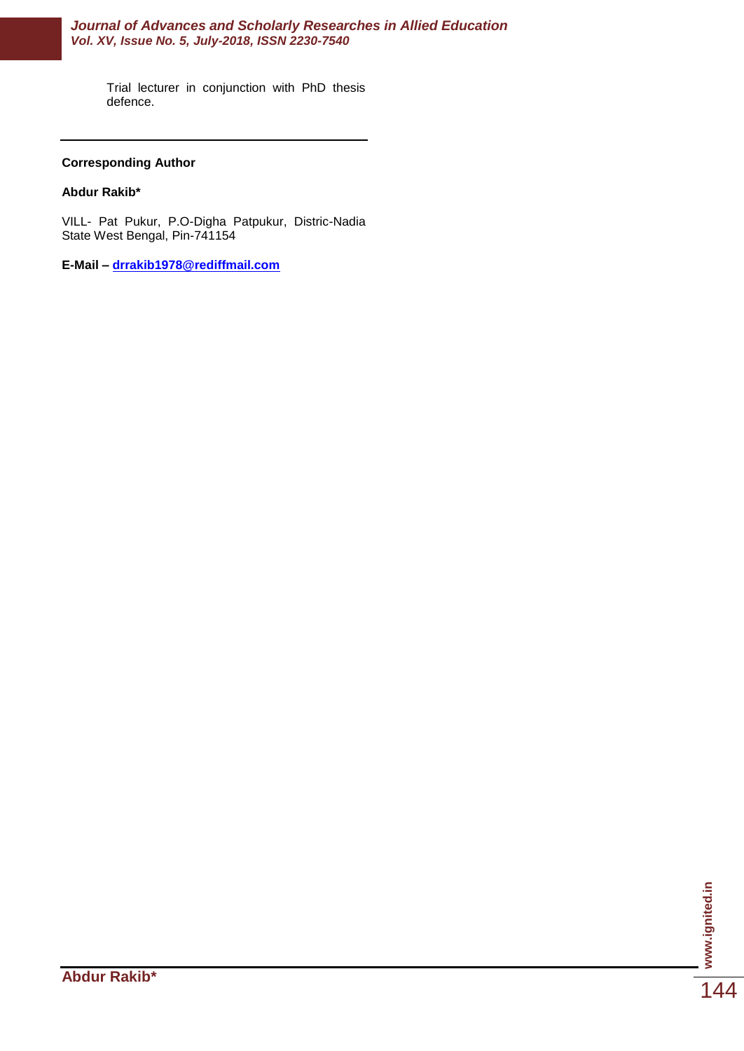Trial lecturer in conjunction with PhD thesis defence.

---

**Corresponding Author**

**Abdur Rakib***

VILL- Pat Pukur, P.O-Digha Patpukur, Distric-Nadia State West Bengal, Pin-741154

**E-Mail – drrakib1978@rediffmail.com**